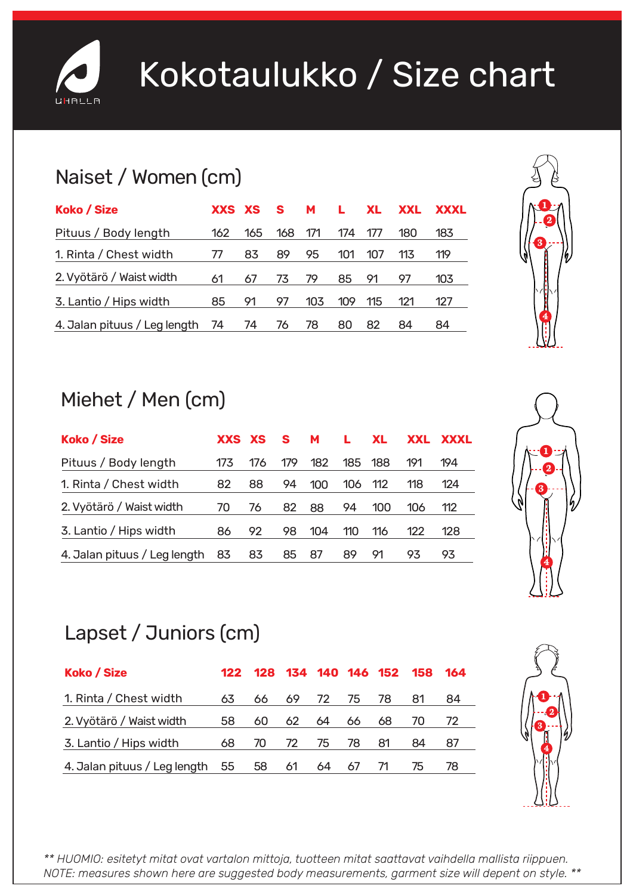# Kokotaulukko / Size chart

## Naiset / Women (cm)

| Koko / Size | XXS | XS | S | M | L | XL | XXL | XXXL |
|---|---|---|---|---|---|---|---|---|
| Pituus / Body length | 162 | 165 | 168 | 171 | 174 | 177 | 180 | 183 |
| 1. Rinta / Chest width | 77 | 83 | 89 | 95 | 101 | 107 | 113 | 119 |
| 2. Vyötärö / Waist width | 61 | 67 | 73 | 79 | 85 | 91 | 97 | 103 |
| 3. Lantio / Hips width | 85 | 91 | 97 | 103 | 109 | 115 | 121 | 127 |
| 4. Jalan pituus / Leg length | 74 | 74 | 76 | 78 | 80 | 82 | 84 | 84 |

## Miehet / Men (cm)

| Koko / Size | XXS | XS | S | M | L | XL | XXL | XXXL |
|---|---|---|---|---|---|---|---|---|
| Pituus / Body length | 173 | 176 | 179 | 182 | 185 | 188 | 191 | 194 |
| 1. Rinta / Chest width | 82 | 88 | 94 | 100 | 106 | 112 | 118 | 124 |
| 2. Vyötärö / Waist width | 70 | 76 | 82 | 88 | 94 | 100 | 106 | 112 |
| 3. Lantio / Hips width | 86 | 92 | 98 | 104 | 110 | 116 | 122 | 128 |
| 4. Jalan pituus / Leg length | 83 | 83 | 85 | 87 | 89 | 91 | 93 | 93 |

## Lapset / Juniors (cm)

| Koko / Size | 122 | 128 | 134 | 140 | 146 | 152 | 158 | 164 |
|---|---|---|---|---|---|---|---|---|
| 1. Rinta / Chest width | 63 | 66 | 69 | 72 | 75 | 78 | 81 | 84 |
| 2. Vyötärö / Waist width | 58 | 60 | 62 | 64 | 66 | 68 | 70 | 72 |
| 3. Lantio / Hips width | 68 | 70 | 72 | 75 | 78 | 81 | 84 | 87 |
| 4. Jalan pituus / Leg length | 55 | 58 | 61 | 64 | 67 | 71 | 75 | 78 |

*\*\* HUOMIO: esitetyt mitat ovat vartalon mittoja, tuotteen mitat saattavat vaihdella mallista riippuen.*
*NOTE: measures shown here are suggested body measurements, garment size will depent on style. \*\**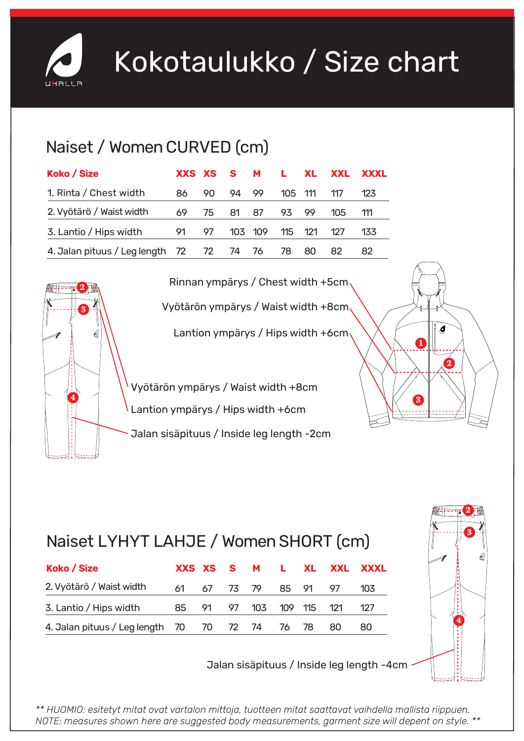# Kokotaulukko / Size chart

## Naiset / Women CURVED (cm)

| Koko / Size | XXS | XS | S | M | L | XL | XXL | XXXL |
|---|---|---|---|---|---|---|---|---|
| 1. Rinta / Chest width | 86 | 90 | 94 | 99 | 105 | 111 | 117 | 123 |
| 2. Vyötärö / Waist width | 69 | 75 | 81 | 87 | 93 | 99 | 105 | 111 |
| 3. Lantio / Hips width | 91 | 97 | 103 | 109 | 115 | 121 | 127 | 133 |
| 4. Jalan pituus / Leg length | 72 | 72 | 74 | 76 | 78 | 80 | 82 | 82 |

Rinnan ympärys / Chest width +5cm

Vyötärön ympärys / Waist width +8cm

Lantion ympärys / Hips width +6cm

Vyötärön ympärys / Waist width +8cm

Lantion ympärys / Hips width +6cm

Jalan sisäpituus / Inside leg length -2cm

## Naiset LYHYT LAHJE / Women SHORT (cm)

| Koko / Size | XXS | XS | S | M | L | XL | XXL | XXXL |
|---|---|---|---|---|---|---|---|---|
| 2. Vyötärö / Waist width | 61 | 67 | 73 | 79 | 85 | 91 | 97 | 103 |
| 3. Lantio / Hips width | 85 | 91 | 97 | 103 | 109 | 115 | 121 | 127 |
| 4. Jalan pituus / Leg length | 70 | 70 | 72 | 74 | 76 | 78 | 80 | 80 |

Jalan sisäpituus / Inside leg length -4cm

*\*\* HUOMIO: esitetyt mitat ovat vartalon mittoja, tuotteen mitat saattavat vaihdella mallista riippuen.*
*NOTE: measures shown here are suggested body measurements, garment size will depent on style. \*\**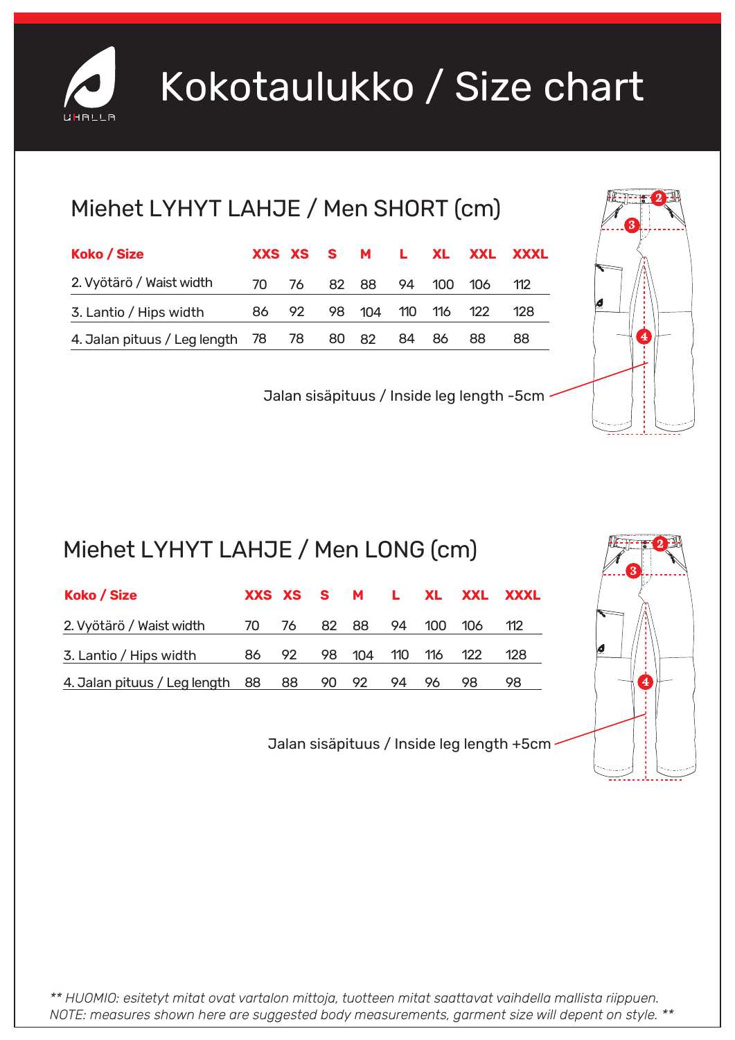# Kokotaulukko / Size chart

## Miehet LYHYT LAHJE / Men SHORT (cm)

| Koko / Size | XXS | XS | S | M | L | XL | XXL | XXXL |
|---|---|---|---|---|---|---|---|---|
| 2. Vyötärö / Waist width | 70 | 76 | 82 | 88 | 94 | 100 | 106 | 112 |
| 3. Lantio / Hips width | 86 | 92 | 98 | 104 | 110 | 116 | 122 | 128 |
| 4. Jalan pituus / Leg length | 78 | 78 | 80 | 82 | 84 | 86 | 88 | 88 |

Jalan sisäpituus / Inside leg length -5cm

2

3

4

## Miehet LYHYT LAHJE / Men LONG (cm)

| Koko / Size | XXS | XS | S | M | L | XL | XXL | XXXL |
|---|---|---|---|---|---|---|---|---|
| 2. Vyötärö / Waist width | 70 | 76 | 82 | 88 | 94 | 100 | 106 | 112 |
| 3. Lantio / Hips width | 86 | 92 | 98 | 104 | 110 | 116 | 122 | 128 |
| 4. Jalan pituus / Leg length | 88 | 88 | 90 | 92 | 94 | 96 | 98 | 98 |

Jalan sisäpituus / Inside leg length +5cm

2

3

4

*\*\* HUOMIO: esitetyt mitat ovat vartalon mittoja, tuotteen mitat saattavat vaihdella mallista riippuen. NOTE: measures shown here are suggested body measurements, garment size will depent on style. \*\**